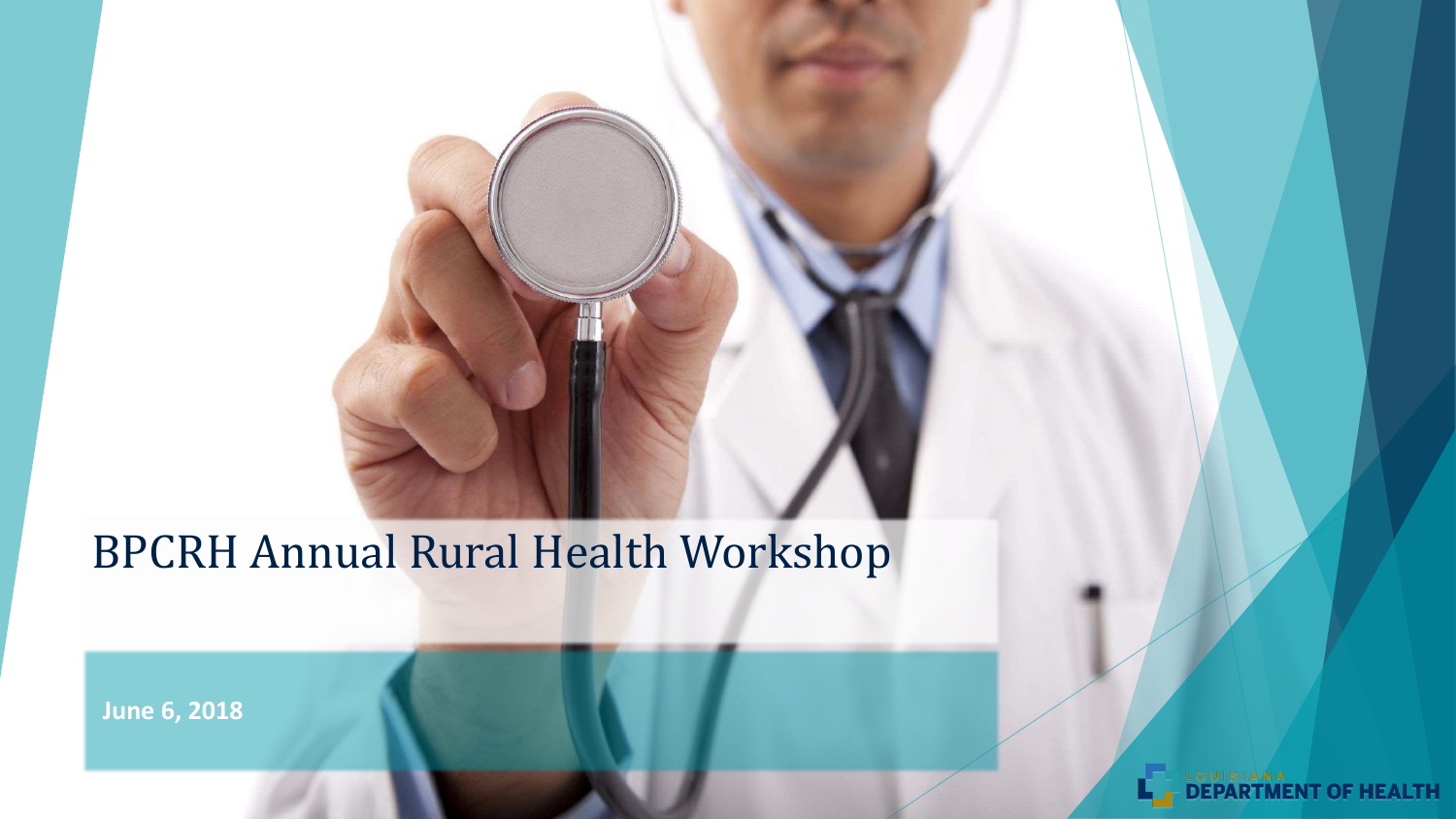# BPCRH Annual Rural Health Workshop

**June 6, 2018**

LOUISIANA DEPARTMENT OF HEALTH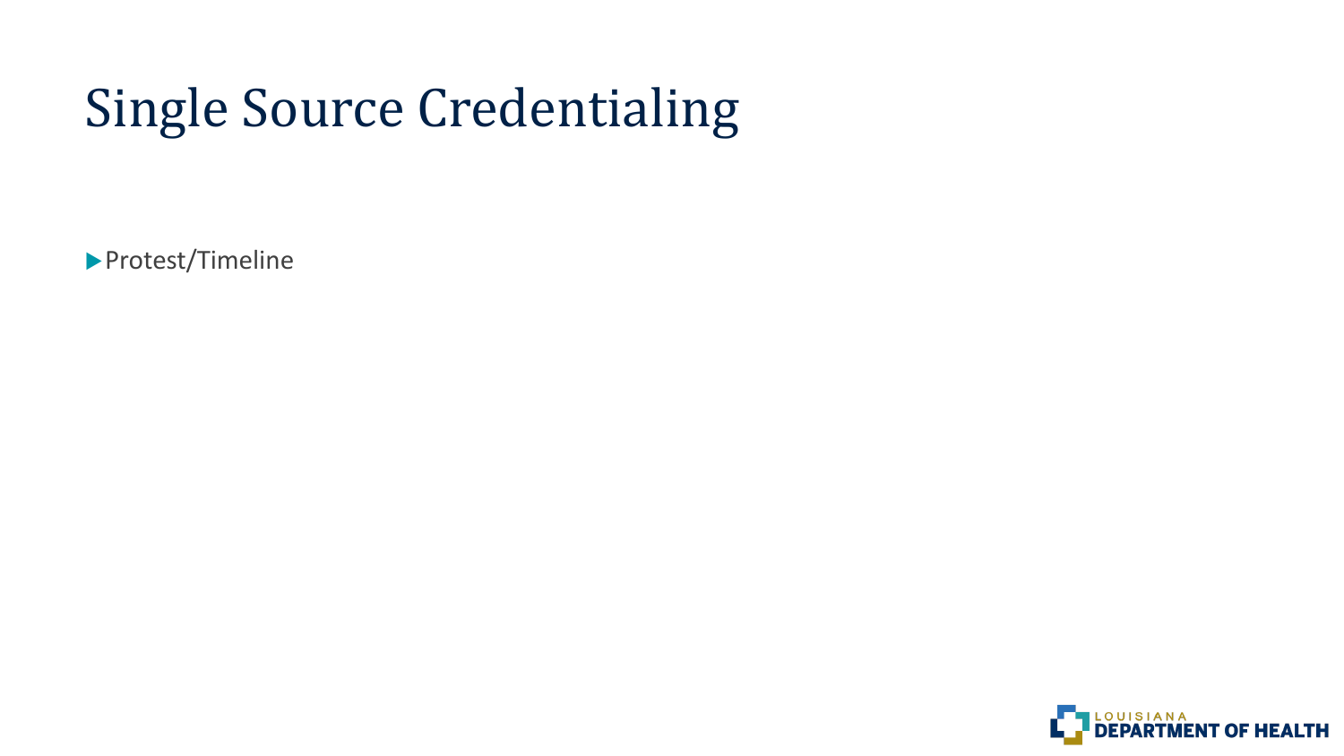# Single Source Credentialing

- Protest/Timeline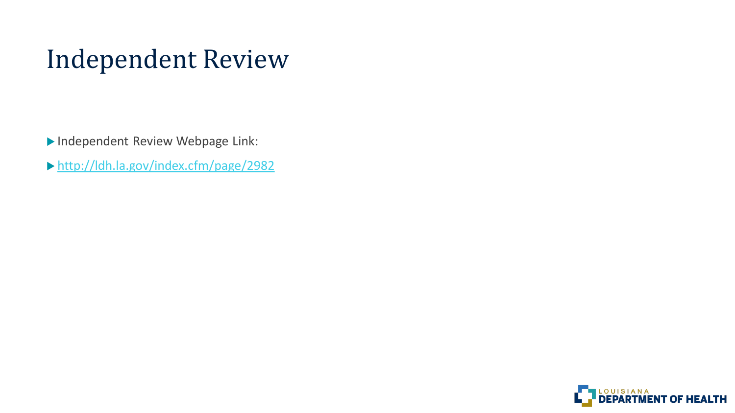# Independent Review

- Independent Review Webpage Link:
- [http://ldh.la.gov/index.cfm/page/2982](http://ldh.la.gov/index.cfm/page/2982)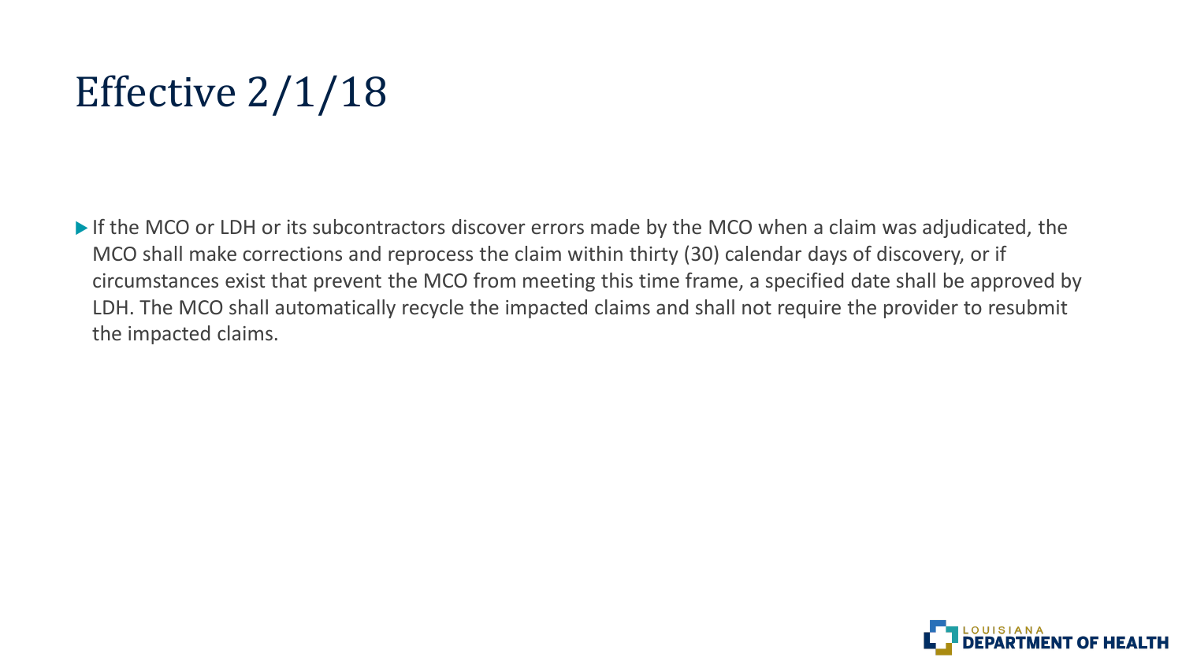# Effective 2/1/18

- If the MCO or LDH or its subcontractors discover errors made by the MCO when a claim was adjudicated, the MCO shall make corrections and reprocess the claim within thirty (30) calendar days of discovery, or if circumstances exist that prevent the MCO from meeting this time frame, a specified date shall be approved by LDH. The MCO shall automatically recycle the impacted claims and shall not require the provider to resubmit the impacted claims.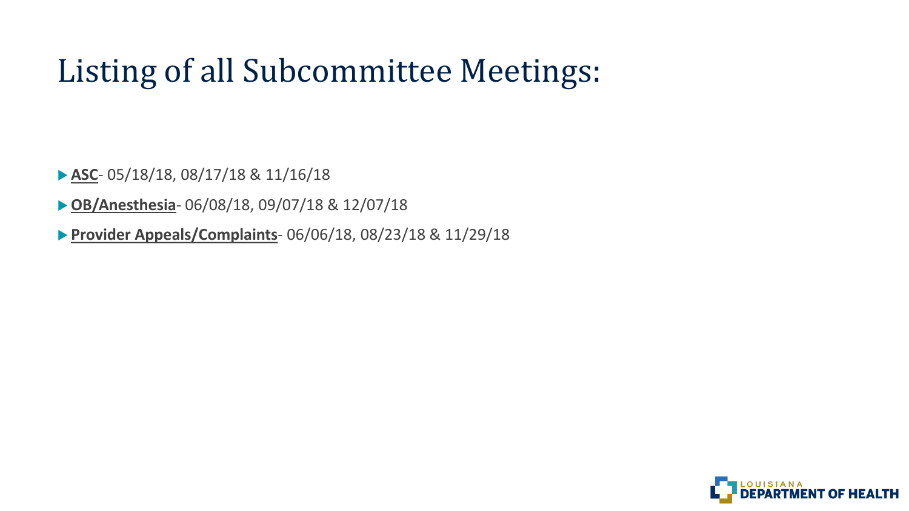# Listing of all Subcommittee Meetings:

- **ASC**- 05/18/18, 08/17/18 & 11/16/18
- **OB/Anesthesia**- 06/08/18, 09/07/18 & 12/07/18
- **Provider Appeals/Complaints**- 06/06/18, 08/23/18 & 11/29/18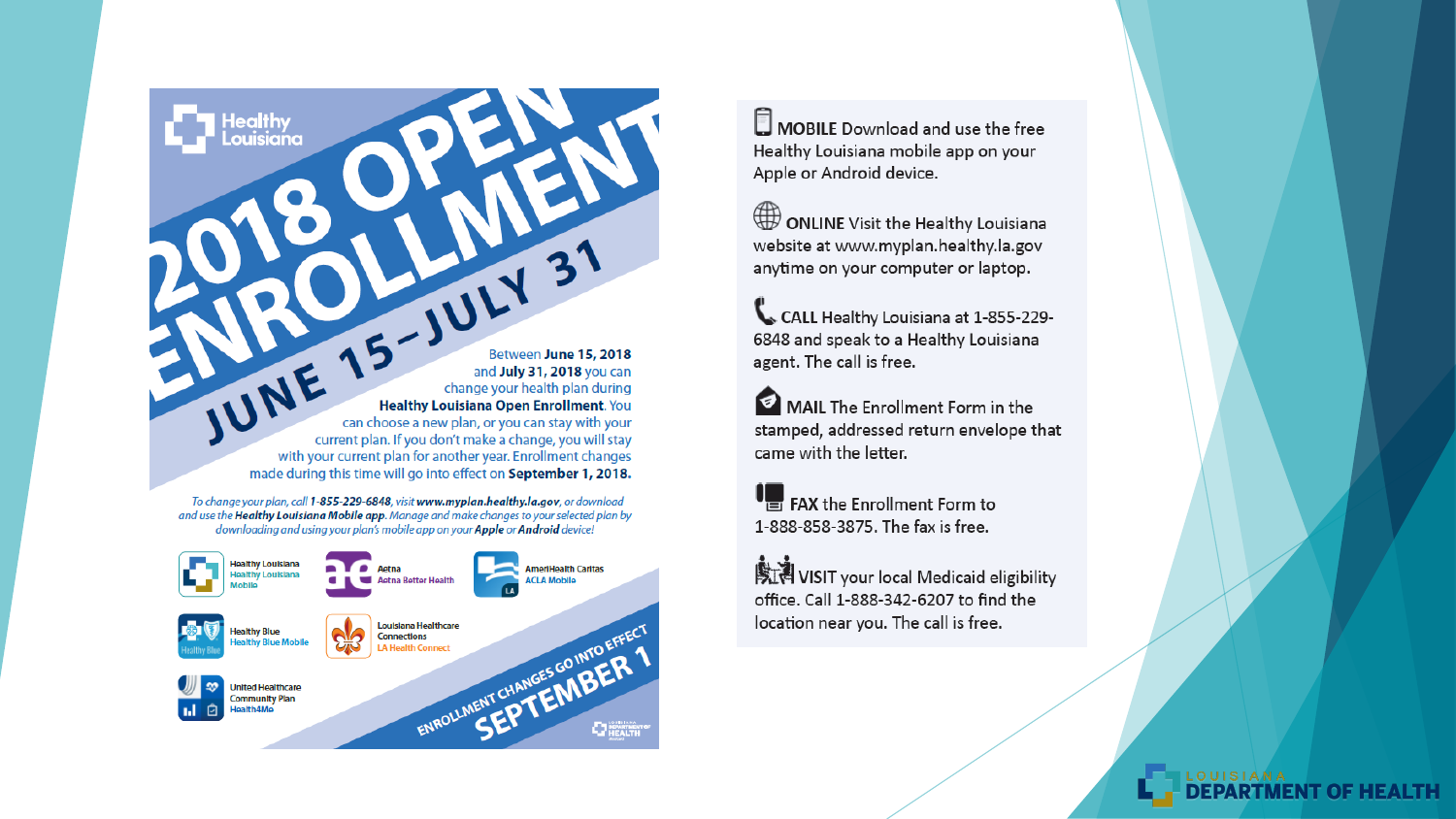# 2018 OPEN ENROLLMENT

## JUNE 15–JULY 31

Between **June 15, 2018** and **July 31, 2018** you can change your health plan during **Healthy Louisiana Open Enrollment**. You can choose a new plan, or you can stay with your current plan. If you don't make a change, you will stay with your current plan for another year. Enrollment changes made during this time will go into effect on **September 1, 2018.**

*To change your plan, call **1-855-229-6848**, visit **www.myplan.healthy.la.gov**, or download and use the **Healthy Louisiana Mobile app**. Manage and make changes to your selected plan by downloading and using your plan's mobile app on your **Apple** or **Android** device!*

- Healthy Louisiana – Healthy Louisiana Mobile
- Aetna – Aetna Better Health
- AmeriHealth Caritas – ACLA Mobile
- Healthy Blue – Healthy Blue Mobile
- Louisiana Healthcare Connections – LA Health Connect
- United Healthcare Community Plan – Health4Me

**ENROLLMENT CHANGES GO INTO EFFECT SEPTEMBER 1**

**MOBILE** Download and use the free Healthy Louisiana mobile app on your Apple or Android device.

**ONLINE** Visit the Healthy Louisiana website at www.myplan.healthy.la.gov anytime on your computer or laptop.

**CALL** Healthy Louisiana at 1-855-229-6848 and speak to a Healthy Louisiana agent. The call is free.

**MAIL** The Enrollment Form in the stamped, addressed return envelope that came with the letter.

**FAX** the Enrollment Form to 1-888-858-3875. The fax is free.

**VISIT** your local Medicaid eligibility office. Call 1-888-342-6207 to find the location near you. The call is free.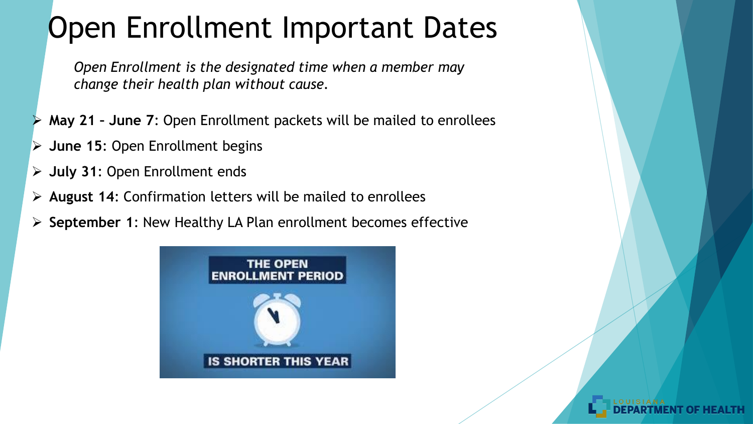# Open Enrollment Important Dates

*Open Enrollment is the designated time when a member may change their health plan without cause.*

- **May 21 – June 7**: Open Enrollment packets will be mailed to enrollees
- **June 15**: Open Enrollment begins
- **July 31**: Open Enrollment ends
- **August 14**: Confirmation letters will be mailed to enrollees
- **September 1**: New Healthy LA Plan enrollment becomes effective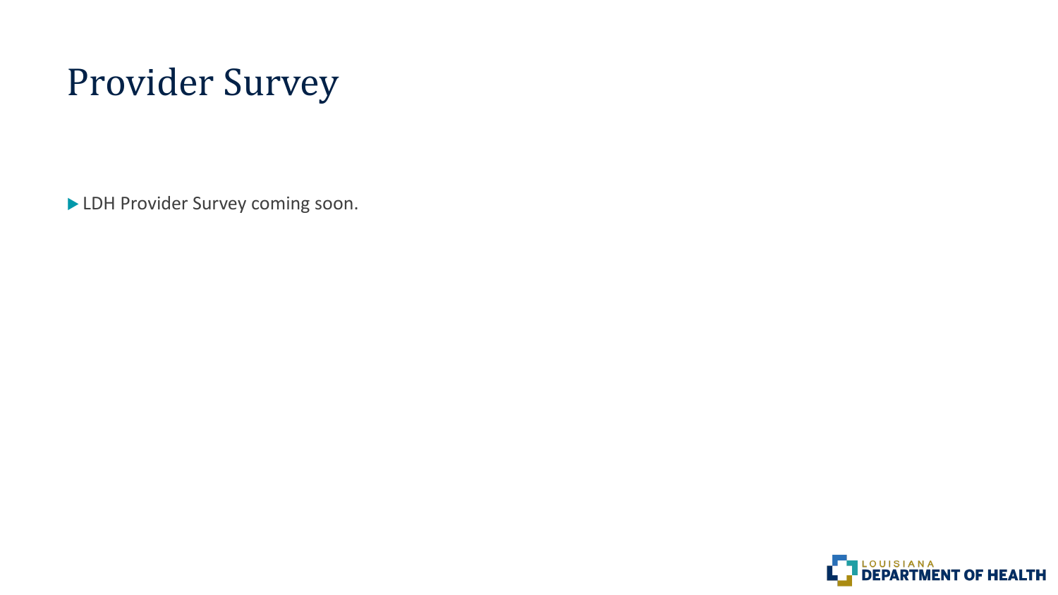# Provider Survey

- LDH Provider Survey coming soon.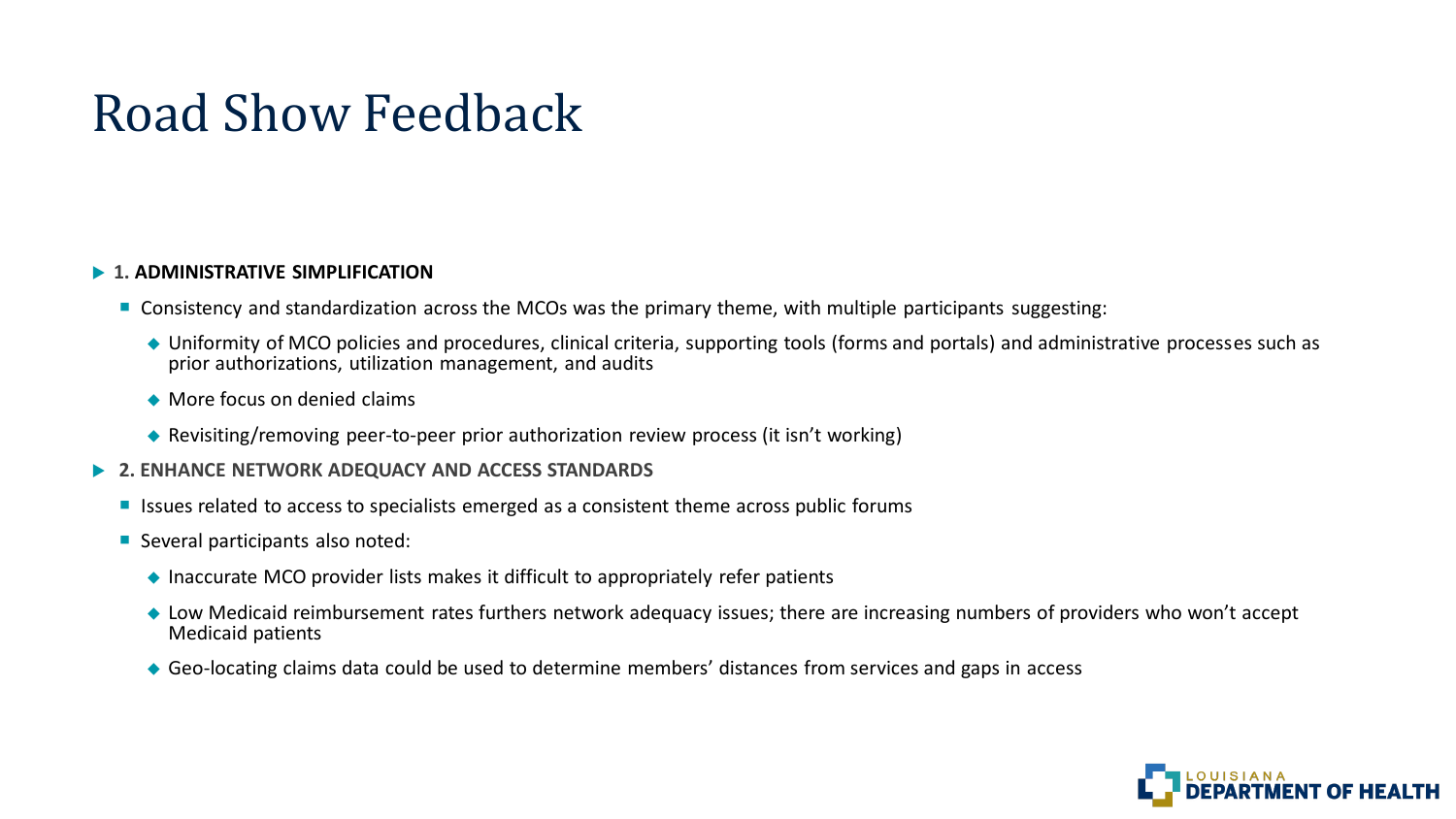# Road Show Feedback

- **1. ADMINISTRATIVE SIMPLIFICATION**
  - Consistency and standardization across the MCOs was the primary theme, with multiple participants suggesting:
    - Uniformity of MCO policies and procedures, clinical criteria, supporting tools (forms and portals) and administrative processes such as prior authorizations, utilization management, and audits
    - More focus on denied claims
    - Revisiting/removing peer-to-peer prior authorization review process (it isn't working)
- **2. ENHANCE NETWORK ADEQUACY AND ACCESS STANDARDS**
  - Issues related to access to specialists emerged as a consistent theme across public forums
  - Several participants also noted:
    - Inaccurate MCO provider lists makes it difficult to appropriately refer patients
    - Low Medicaid reimbursement rates furthers network adequacy issues; there are increasing numbers of providers who won't accept Medicaid patients
    - Geo-locating claims data could be used to determine members' distances from services and gaps in access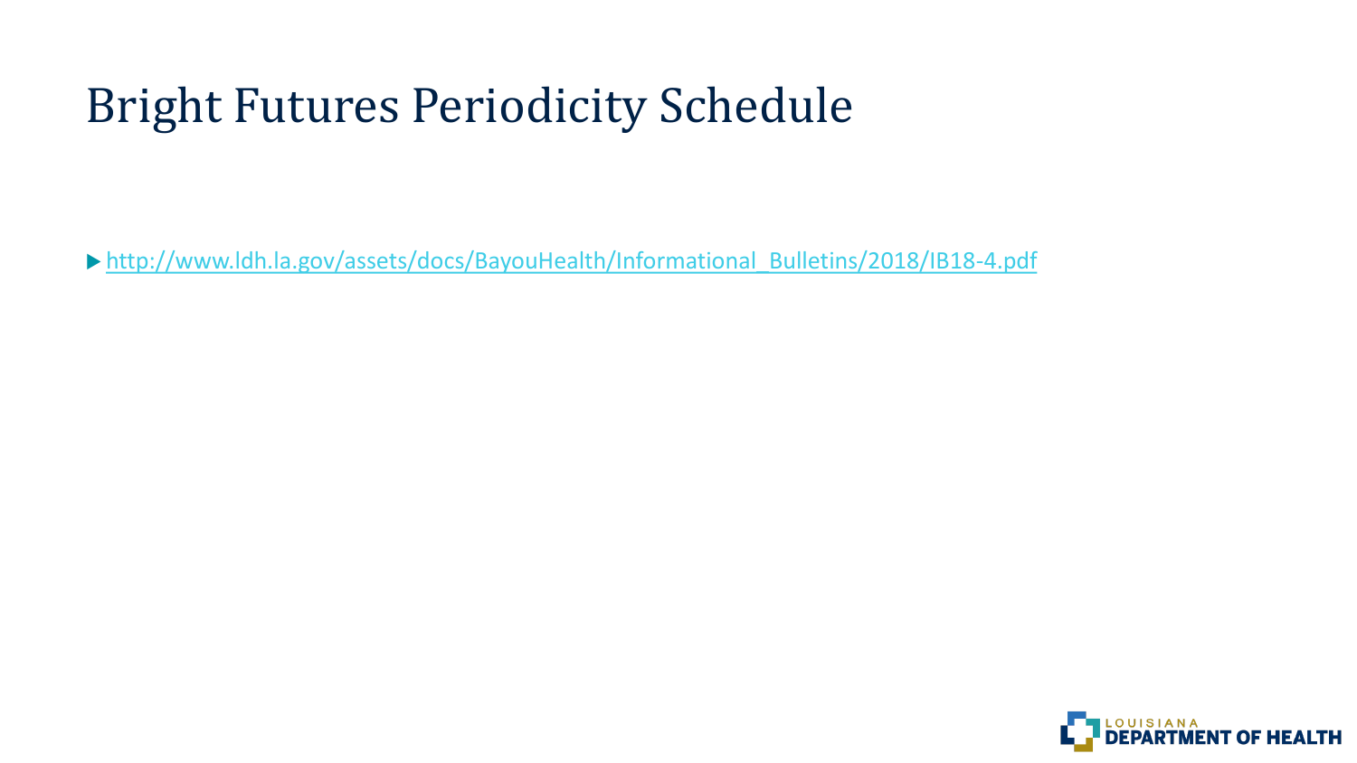# Bright Futures Periodicity Schedule

- http://www.ldh.la.gov/assets/docs/BayouHealth/Informational_Bulletins/2018/IB18-4.pdf